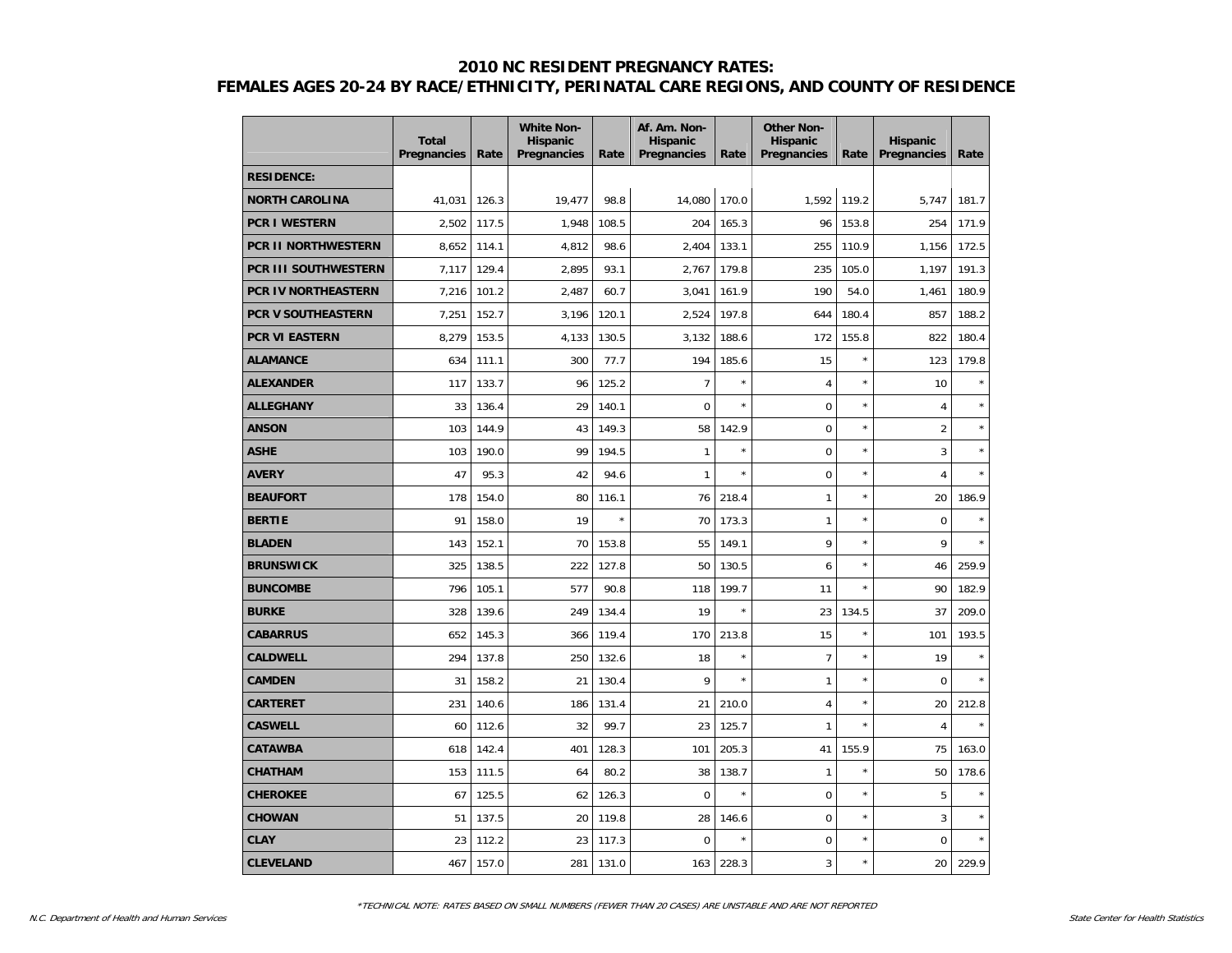# 2010 NC RESIDENT PREGNANCY RATES:
## FEMALES AGES 20-24 BY RACE/ETHNICITY, PERINATAL CARE REGIONS, AND COUNTY OF RESIDENCE

| | Total Pregnancies | Rate | White Non-Hispanic Pregnancies | Rate | Af. Am. Non-Hispanic Pregnancies | Rate | Other Non-Hispanic Pregnancies | Rate | Hispanic Pregnancies | Rate |
|---|---|---|---|---|---|---|---|---|---|---|
| **RESIDENCE:** | | | | | | | | | | |
| **NORTH CAROLINA** | 41,031 | 126.3 | 19,477 | 98.8 | 14,080 | 170.0 | 1,592 | 119.2 | 5,747 | 181.7 |
| **PCR I WESTERN** | 2,502 | 117.5 | 1,948 | 108.5 | 204 | 165.3 | 96 | 153.8 | 254 | 171.9 |
| **PCR II NORTHWESTERN** | 8,652 | 114.1 | 4,812 | 98.6 | 2,404 | 133.1 | 255 | 110.9 | 1,156 | 172.5 |
| **PCR III SOUTHWESTERN** | 7,117 | 129.4 | 2,895 | 93.1 | 2,767 | 179.8 | 235 | 105.0 | 1,197 | 191.3 |
| **PCR IV NORTHEASTERN** | 7,216 | 101.2 | 2,487 | 60.7 | 3,041 | 161.9 | 190 | 54.0 | 1,461 | 180.9 |
| **PCR V SOUTHEASTERN** | 7,251 | 152.7 | 3,196 | 120.1 | 2,524 | 197.8 | 644 | 180.4 | 857 | 188.2 |
| **PCR VI EASTERN** | 8,279 | 153.5 | 4,133 | 130.5 | 3,132 | 188.6 | 172 | 155.8 | 822 | 180.4 |
| **ALAMANCE** | 634 | 111.1 | 300 | 77.7 | 194 | 185.6 | 15 | * | 123 | 179.8 |
| **ALEXANDER** | 117 | 133.7 | 96 | 125.2 | 7 | * | 4 | * | 10 | * |
| **ALLEGHANY** | 33 | 136.4 | 29 | 140.1 | 0 | * | 0 | * | 4 | * |
| **ANSON** | 103 | 144.9 | 43 | 149.3 | 58 | 142.9 | 0 | * | 2 | * |
| **ASHE** | 103 | 190.0 | 99 | 194.5 | 1 | * | 0 | * | 3 | * |
| **AVERY** | 47 | 95.3 | 42 | 94.6 | 1 | * | 0 | * | 4 | * |
| **BEAUFORT** | 178 | 154.0 | 80 | 116.1 | 76 | 218.4 | 1 | * | 20 | 186.9 |
| **BERTIE** | 91 | 158.0 | 19 | * | 70 | 173.3 | 1 | * | 0 | * |
| **BLADEN** | 143 | 152.1 | 70 | 153.8 | 55 | 149.1 | 9 | * | 9 | * |
| **BRUNSWICK** | 325 | 138.5 | 222 | 127.8 | 50 | 130.5 | 6 | * | 46 | 259.9 |
| **BUNCOMBE** | 796 | 105.1 | 577 | 90.8 | 118 | 199.7 | 11 | * | 90 | 182.9 |
| **BURKE** | 328 | 139.6 | 249 | 134.4 | 19 | * | 23 | 134.5 | 37 | 209.0 |
| **CABARRUS** | 652 | 145.3 | 366 | 119.4 | 170 | 213.8 | 15 | * | 101 | 193.5 |
| **CALDWELL** | 294 | 137.8 | 250 | 132.6 | 18 | * | 7 | * | 19 | * |
| **CAMDEN** | 31 | 158.2 | 21 | 130.4 | 9 | * | 1 | * | 0 | * |
| **CARTERET** | 231 | 140.6 | 186 | 131.4 | 21 | 210.0 | 4 | * | 20 | 212.8 |
| **CASWELL** | 60 | 112.6 | 32 | 99.7 | 23 | 125.7 | 1 | * | 4 | * |
| **CATAWBA** | 618 | 142.4 | 401 | 128.3 | 101 | 205.3 | 41 | 155.9 | 75 | 163.0 |
| **CHATHAM** | 153 | 111.5 | 64 | 80.2 | 38 | 138.7 | 1 | * | 50 | 178.6 |
| **CHEROKEE** | 67 | 125.5 | 62 | 126.3 | 0 | * | 0 | * | 5 | * |
| **CHOWAN** | 51 | 137.5 | 20 | 119.8 | 28 | 146.6 | 0 | * | 3 | * |
| **CLAY** | 23 | 112.2 | 23 | 117.3 | 0 | * | 0 | * | 0 | * |
| **CLEVELAND** | 467 | 157.0 | 281 | 131.0 | 163 | 228.3 | 3 | * | 20 | 229.9 |

*TECHNICAL NOTE: RATES BASED ON SMALL NUMBERS (FEWER THAN 20 CASES) ARE UNSTABLE AND ARE NOT REPORTED

N.C. Department of Health and Human Services — State Center for Health Statistics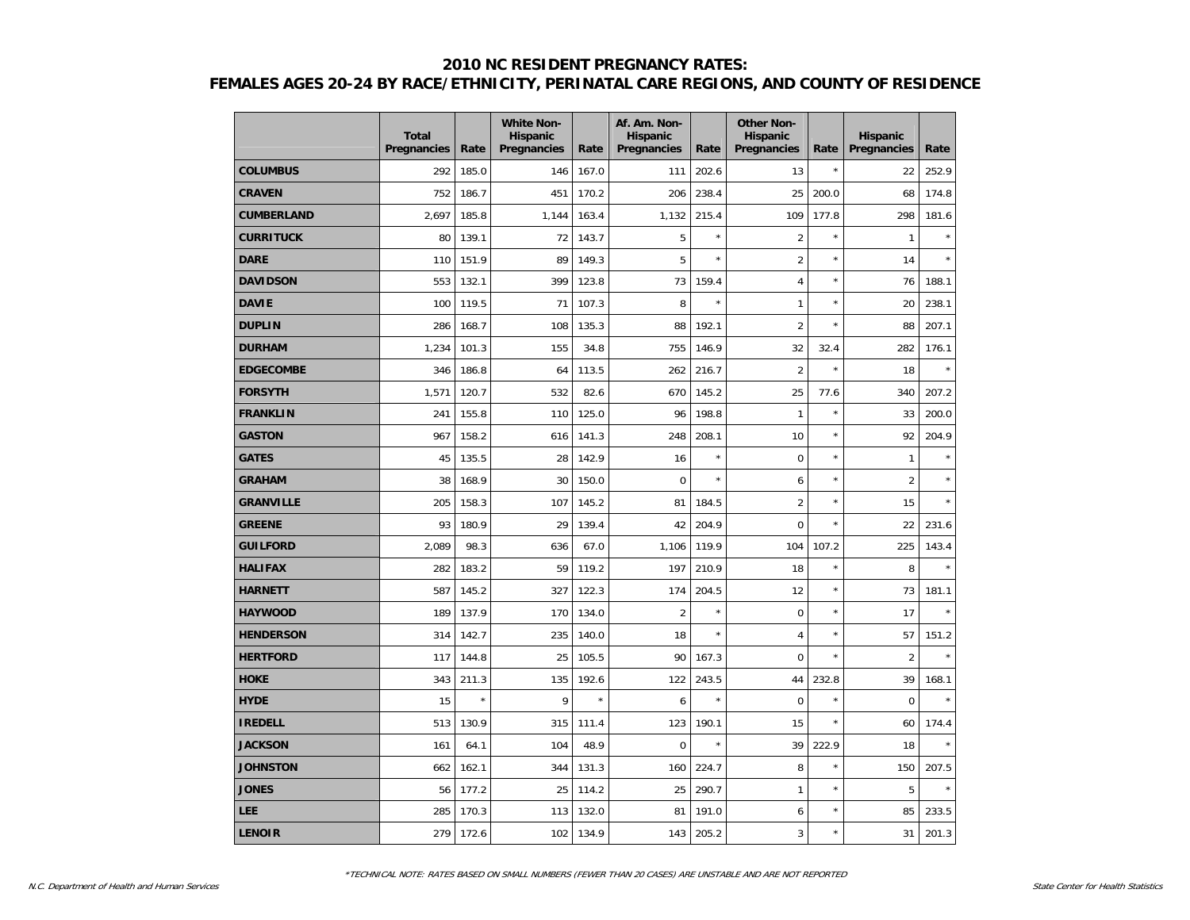## 2010 NC RESIDENT PREGNANCY RATES:
## FEMALES AGES 20-24 BY RACE/ETHNICITY, PERINATAL CARE REGIONS, AND COUNTY OF RESIDENCE

| | Total Pregnancies | Rate | White Non-Hispanic Pregnancies | Rate | Af. Am. Non-Hispanic Pregnancies | Rate | Other Non-Hispanic Pregnancies | Rate | Hispanic Pregnancies | Rate |
|---|---|---|---|---|---|---|---|---|---|---|
| **COLUMBUS** | 292 | 185.0 | 146 | 167.0 | 111 | 202.6 | 13 | * | 22 | 252.9 |
| **CRAVEN** | 752 | 186.7 | 451 | 170.2 | 206 | 238.4 | 25 | 200.0 | 68 | 174.8 |
| **CUMBERLAND** | 2,697 | 185.8 | 1,144 | 163.4 | 1,132 | 215.4 | 109 | 177.8 | 298 | 181.6 |
| **CURRITUCK** | 80 | 139.1 | 72 | 143.7 | 5 | * | 2 | * | 1 | * |
| **DARE** | 110 | 151.9 | 89 | 149.3 | 5 | * | 2 | * | 14 | * |
| **DAVIDSON** | 553 | 132.1 | 399 | 123.8 | 73 | 159.4 | 4 | * | 76 | 188.1 |
| **DAVIE** | 100 | 119.5 | 71 | 107.3 | 8 | * | 1 | * | 20 | 238.1 |
| **DUPLIN** | 286 | 168.7 | 108 | 135.3 | 88 | 192.1 | 2 | * | 88 | 207.1 |
| **DURHAM** | 1,234 | 101.3 | 155 | 34.8 | 755 | 146.9 | 32 | 32.4 | 282 | 176.1 |
| **EDGECOMBE** | 346 | 186.8 | 64 | 113.5 | 262 | 216.7 | 2 | * | 18 | * |
| **FORSYTH** | 1,571 | 120.7 | 532 | 82.6 | 670 | 145.2 | 25 | 77.6 | 340 | 207.2 |
| **FRANKLIN** | 241 | 155.8 | 110 | 125.0 | 96 | 198.8 | 1 | * | 33 | 200.0 |
| **GASTON** | 967 | 158.2 | 616 | 141.3 | 248 | 208.1 | 10 | * | 92 | 204.9 |
| **GATES** | 45 | 135.5 | 28 | 142.9 | 16 | * | 0 | * | 1 | * |
| **GRAHAM** | 38 | 168.9 | 30 | 150.0 | 0 | * | 6 | * | 2 | * |
| **GRANVILLE** | 205 | 158.3 | 107 | 145.2 | 81 | 184.5 | 2 | * | 15 | * |
| **GREENE** | 93 | 180.9 | 29 | 139.4 | 42 | 204.9 | 0 | * | 22 | 231.6 |
| **GUILFORD** | 2,089 | 98.3 | 636 | 67.0 | 1,106 | 119.9 | 104 | 107.2 | 225 | 143.4 |
| **HALIFAX** | 282 | 183.2 | 59 | 119.2 | 197 | 210.9 | 18 | * | 8 | * |
| **HARNETT** | 587 | 145.2 | 327 | 122.3 | 174 | 204.5 | 12 | * | 73 | 181.1 |
| **HAYWOOD** | 189 | 137.9 | 170 | 134.0 | 2 | * | 0 | * | 17 | * |
| **HENDERSON** | 314 | 142.7 | 235 | 140.0 | 18 | * | 4 | * | 57 | 151.2 |
| **HERTFORD** | 117 | 144.8 | 25 | 105.5 | 90 | 167.3 | 0 | * | 2 | * |
| **HOKE** | 343 | 211.3 | 135 | 192.6 | 122 | 243.5 | 44 | 232.8 | 39 | 168.1 |
| **HYDE** | 15 | * | 9 | * | 6 | * | 0 | * | 0 | * |
| **IREDELL** | 513 | 130.9 | 315 | 111.4 | 123 | 190.1 | 15 | * | 60 | 174.4 |
| **JACKSON** | 161 | 64.1 | 104 | 48.9 | 0 | * | 39 | 222.9 | 18 | * |
| **JOHNSTON** | 662 | 162.1 | 344 | 131.3 | 160 | 224.7 | 8 | * | 150 | 207.5 |
| **JONES** | 56 | 177.2 | 25 | 114.2 | 25 | 290.7 | 1 | * | 5 | * |
| **LEE** | 285 | 170.3 | 113 | 132.0 | 81 | 191.0 | 6 | * | 85 | 233.5 |
| **LENOIR** | 279 | 172.6 | 102 | 134.9 | 143 | 205.2 | 3 | * | 31 | 201.3 |

*TECHNICAL NOTE: RATES BASED ON SMALL NUMBERS (FEWER THAN 20 CASES) ARE UNSTABLE AND ARE NOT REPORTED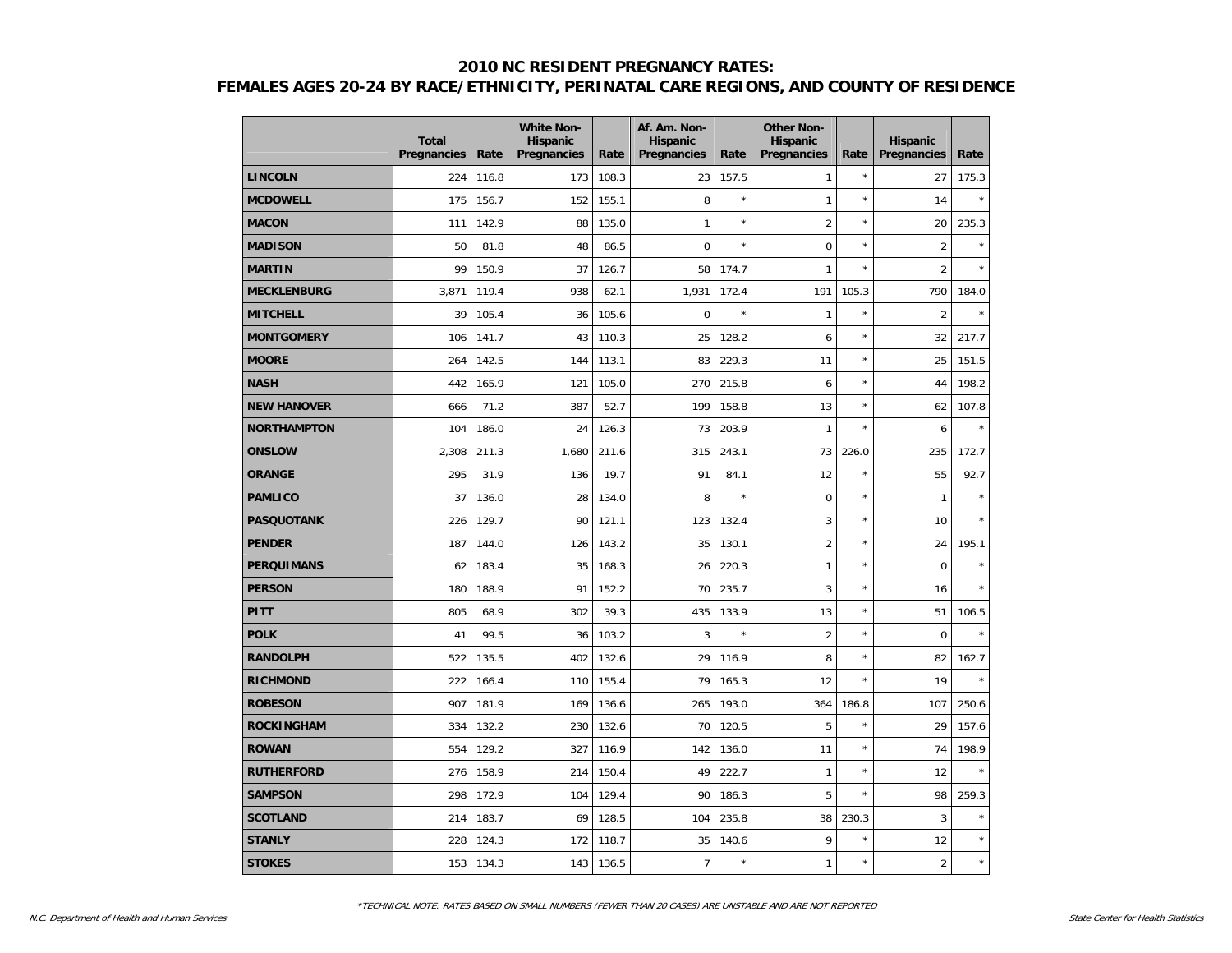## 2010 NC RESIDENT PREGNANCY RATES: FEMALES AGES 20-24 BY RACE/ETHNICITY, PERINATAL CARE REGIONS, AND COUNTY OF RESIDENCE

| | Total Pregnancies | Rate | White Non-Hispanic Pregnancies | Rate | Af. Am. Non-Hispanic Pregnancies | Rate | Other Non-Hispanic Pregnancies | Rate | Hispanic Pregnancies | Rate |
|---|---|---|---|---|---|---|---|---|---|---|
| **LINCOLN** | 224 | 116.8 | 173 | 108.3 | 23 | 157.5 | 1 | * | 27 | 175.3 |
| **MCDOWELL** | 175 | 156.7 | 152 | 155.1 | 8 | * | 1 | * | 14 | * |
| **MACON** | 111 | 142.9 | 88 | 135.0 | 1 | * | 2 | * | 20 | 235.3 |
| **MADISON** | 50 | 81.8 | 48 | 86.5 | 0 | * | 0 | * | 2 | * |
| **MARTIN** | 99 | 150.9 | 37 | 126.7 | 58 | 174.7 | 1 | * | 2 | * |
| **MECKLENBURG** | 3,871 | 119.4 | 938 | 62.1 | 1,931 | 172.4 | 191 | 105.3 | 790 | 184.0 |
| **MITCHELL** | 39 | 105.4 | 36 | 105.6 | 0 | * | 1 | * | 2 | * |
| **MONTGOMERY** | 106 | 141.7 | 43 | 110.3 | 25 | 128.2 | 6 | * | 32 | 217.7 |
| **MOORE** | 264 | 142.5 | 144 | 113.1 | 83 | 229.3 | 11 | * | 25 | 151.5 |
| **NASH** | 442 | 165.9 | 121 | 105.0 | 270 | 215.8 | 6 | * | 44 | 198.2 |
| **NEW HANOVER** | 666 | 71.2 | 387 | 52.7 | 199 | 158.8 | 13 | * | 62 | 107.8 |
| **NORTHAMPTON** | 104 | 186.0 | 24 | 126.3 | 73 | 203.9 | 1 | * | 6 | * |
| **ONSLOW** | 2,308 | 211.3 | 1,680 | 211.6 | 315 | 243.1 | 73 | 226.0 | 235 | 172.7 |
| **ORANGE** | 295 | 31.9 | 136 | 19.7 | 91 | 84.1 | 12 | * | 55 | 92.7 |
| **PAMLICO** | 37 | 136.0 | 28 | 134.0 | 8 | * | 0 | * | 1 | * |
| **PASQUOTANK** | 226 | 129.7 | 90 | 121.1 | 123 | 132.4 | 3 | * | 10 | * |
| **PENDER** | 187 | 144.0 | 126 | 143.2 | 35 | 130.1 | 2 | * | 24 | 195.1 |
| **PERQUIMANS** | 62 | 183.4 | 35 | 168.3 | 26 | 220.3 | 1 | * | 0 | * |
| **PERSON** | 180 | 188.9 | 91 | 152.2 | 70 | 235.7 | 3 | * | 16 | * |
| **PITT** | 805 | 68.9 | 302 | 39.3 | 435 | 133.9 | 13 | * | 51 | 106.5 |
| **POLK** | 41 | 99.5 | 36 | 103.2 | 3 | * | 2 | * | 0 | * |
| **RANDOLPH** | 522 | 135.5 | 402 | 132.6 | 29 | 116.9 | 8 | * | 82 | 162.7 |
| **RICHMOND** | 222 | 166.4 | 110 | 155.4 | 79 | 165.3 | 12 | * | 19 | * |
| **ROBESON** | 907 | 181.9 | 169 | 136.6 | 265 | 193.0 | 364 | 186.8 | 107 | 250.6 |
| **ROCKINGHAM** | 334 | 132.2 | 230 | 132.6 | 70 | 120.5 | 5 | * | 29 | 157.6 |
| **ROWAN** | 554 | 129.2 | 327 | 116.9 | 142 | 136.0 | 11 | * | 74 | 198.9 |
| **RUTHERFORD** | 276 | 158.9 | 214 | 150.4 | 49 | 222.7 | 1 | * | 12 | * |
| **SAMPSON** | 298 | 172.9 | 104 | 129.4 | 90 | 186.3 | 5 | * | 98 | 259.3 |
| **SCOTLAND** | 214 | 183.7 | 69 | 128.5 | 104 | 235.8 | 38 | 230.3 | 3 | * |
| **STANLY** | 228 | 124.3 | 172 | 118.7 | 35 | 140.6 | 9 | * | 12 | * |
| **STOKES** | 153 | 134.3 | 143 | 136.5 | 7 | * | 1 | * | 2 | * |

*TECHNICAL NOTE: RATES BASED ON SMALL NUMBERS (FEWER THAN 20 CASES) ARE UNSTABLE AND ARE NOT REPORTED

*N.C. Department of Health and Human Services* — *State Center for Health Statistics*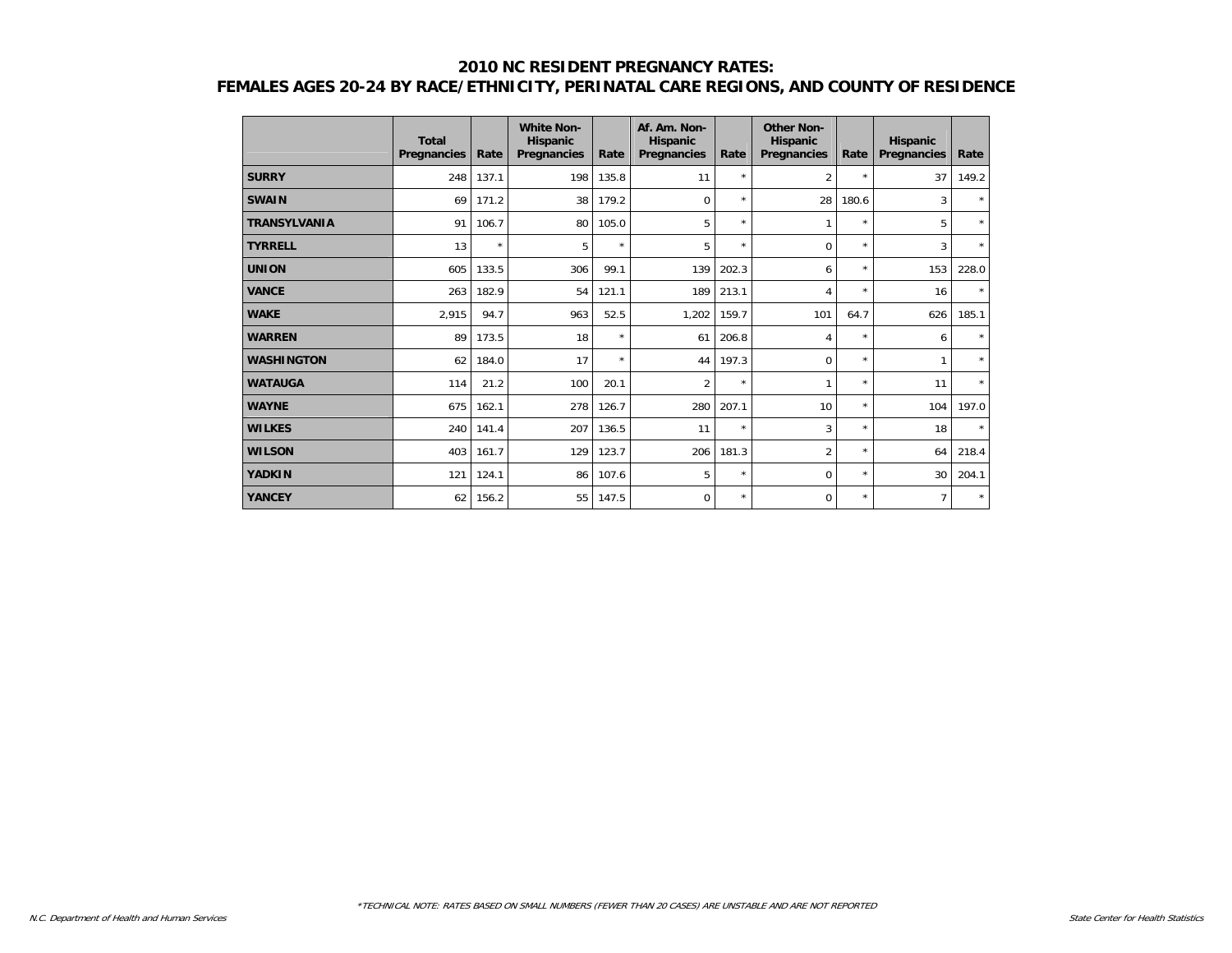## 2010 NC RESIDENT PREGNANCY RATES:
## FEMALES AGES 20-24 BY RACE/ETHNICITY, PERINATAL CARE REGIONS, AND COUNTY OF RESIDENCE

| | Total Pregnancies | Rate | White Non-Hispanic Pregnancies | Rate | Af. Am. Non-Hispanic Pregnancies | Rate | Other Non-Hispanic Pregnancies | Rate | Hispanic Pregnancies | Rate |
|---|---|---|---|---|---|---|---|---|---|---|
| **SURRY** | 248 | 137.1 | 198 | 135.8 | 11 | * | 2 | * | 37 | 149.2 |
| **SWAIN** | 69 | 171.2 | 38 | 179.2 | 0 | * | 28 | 180.6 | 3 | * |
| **TRANSYLVANIA** | 91 | 106.7 | 80 | 105.0 | 5 | * | 1 | * | 5 | * |
| **TYRRELL** | 13 | * | 5 | * | 5 | * | 0 | * | 3 | * |
| **UNION** | 605 | 133.5 | 306 | 99.1 | 139 | 202.3 | 6 | * | 153 | 228.0 |
| **VANCE** | 263 | 182.9 | 54 | 121.1 | 189 | 213.1 | 4 | * | 16 | * |
| **WAKE** | 2,915 | 94.7 | 963 | 52.5 | 1,202 | 159.7 | 101 | 64.7 | 626 | 185.1 |
| **WARREN** | 89 | 173.5 | 18 | * | 61 | 206.8 | 4 | * | 6 | * |
| **WASHINGTON** | 62 | 184.0 | 17 | * | 44 | 197.3 | 0 | * | 1 | * |
| **WATAUGA** | 114 | 21.2 | 100 | 20.1 | 2 | * | 1 | * | 11 | * |
| **WAYNE** | 675 | 162.1 | 278 | 126.7 | 280 | 207.1 | 10 | * | 104 | 197.0 |
| **WILKES** | 240 | 141.4 | 207 | 136.5 | 11 | * | 3 | * | 18 | * |
| **WILSON** | 403 | 161.7 | 129 | 123.7 | 206 | 181.3 | 2 | * | 64 | 218.4 |
| **YADKIN** | 121 | 124.1 | 86 | 107.6 | 5 | * | 0 | * | 30 | 204.1 |
| **YANCEY** | 62 | 156.2 | 55 | 147.5 | 0 | * | 0 | * | 7 | * |

*TECHNICAL NOTE: RATES BASED ON SMALL NUMBERS (FEWER THAN 20 CASES) ARE UNSTABLE AND ARE NOT REPORTED